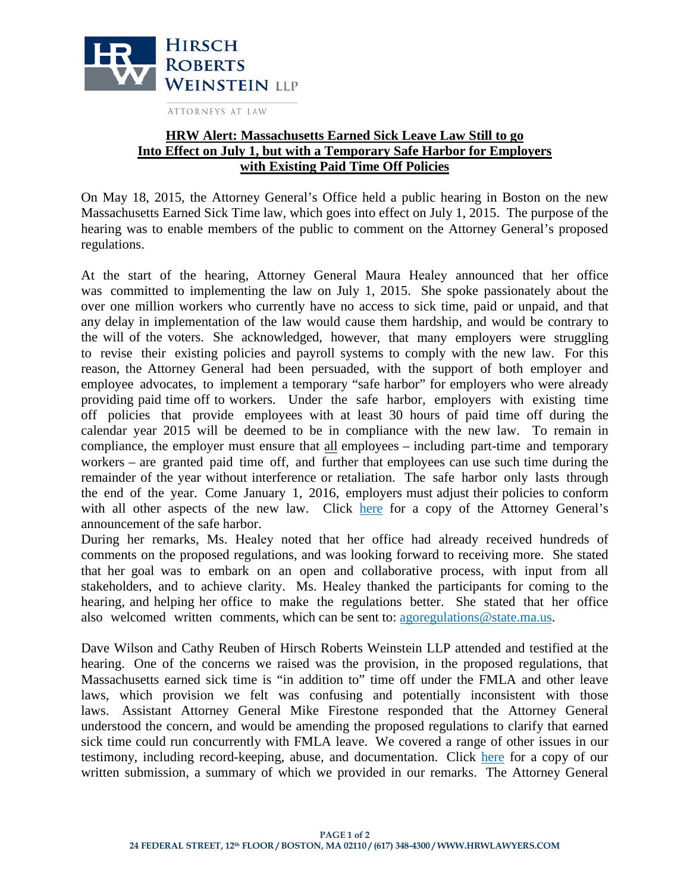HIRSCH ROBERTS WEINSTEIN LLP

ATTORNEYS AT LAW

# HRW Alert: Massachusetts Earned Sick Leave Law Still to go Into Effect on July 1, but with a Temporary Safe Harbor for Employers with Existing Paid Time Off Policies

On May 18, 2015, the Attorney General's Office held a public hearing in Boston on the new Massachusetts Earned Sick Time law, which goes into effect on July 1, 2015. The purpose of the hearing was to enable members of the public to comment on the Attorney General's proposed regulations.

At the start of the hearing, Attorney General Maura Healey announced that her office was committed to implementing the law on July 1, 2015. She spoke passionately about the over one million workers who currently have no access to sick time, paid or unpaid, and that any delay in implementation of the law would cause them hardship, and would be contrary to the will of the voters. She acknowledged, however, that many employers were struggling to revise their existing policies and payroll systems to comply with the new law. For this reason, the Attorney General had been persuaded, with the support of both employer and employee advocates, to implement a temporary "safe harbor" for employers who were already providing paid time off to workers. Under the safe harbor, employers with existing time off policies that provide employees with at least 30 hours of paid time off during the calendar year 2015 will be deemed to be in compliance with the new law. To remain in compliance, the employer must ensure that <u>all</u> employees – including part-time and temporary workers – are granted paid time off, and further that employees can use such time during the remainder of the year without interference or retaliation. The safe harbor only lasts through the end of the year. Come January 1, 2016, employers must adjust their policies to conform with all other aspects of the new law. Click [here](#) for a copy of the Attorney General's announcement of the safe harbor.

During her remarks, Ms. Healey noted that her office had already received hundreds of comments on the proposed regulations, and was looking forward to receiving more. She stated that her goal was to embark on an open and collaborative process, with input from all stakeholders, and to achieve clarity. Ms. Healey thanked the participants for coming to the hearing, and helping her office to make the regulations better. She stated that her office also welcomed written comments, which can be sent to: [agoregulations@state.ma.us](mailto:agoregulations@state.ma.us).

Dave Wilson and Cathy Reuben of Hirsch Roberts Weinstein LLP attended and testified at the hearing. One of the concerns we raised was the provision, in the proposed regulations, that Massachusetts earned sick time is "in addition to" time off under the FMLA and other leave laws, which provision we felt was confusing and potentially inconsistent with those laws. Assistant Attorney General Mike Firestone responded that the Attorney General understood the concern, and would be amending the proposed regulations to clarify that earned sick time could run concurrently with FMLA leave. We covered a range of other issues in our testimony, including record-keeping, abuse, and documentation. Click [here](#) for a copy of our written submission, a summary of which we provided in our remarks. The Attorney General

24 FEDERAL STREET, 12th FLOOR / BOSTON, MA 02110 / (617) 348-4300 / WWW.HRWLAWYERS.COM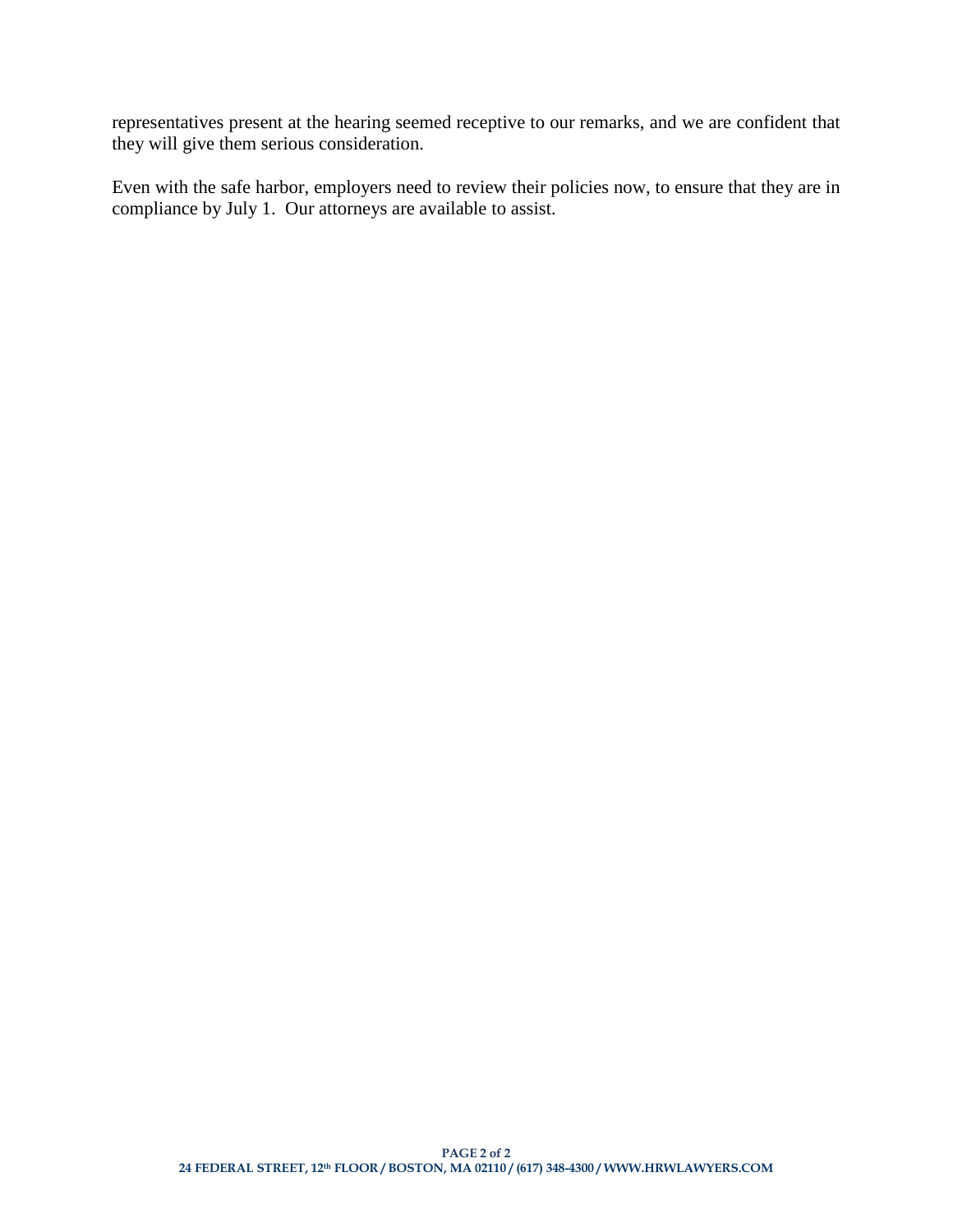representatives present at the hearing seemed receptive to our remarks, and we are confident that they will give them serious consideration.

Even with the safe harbor, employers need to review their policies now, to ensure that they are in compliance by July 1. Our attorneys are available to assist.